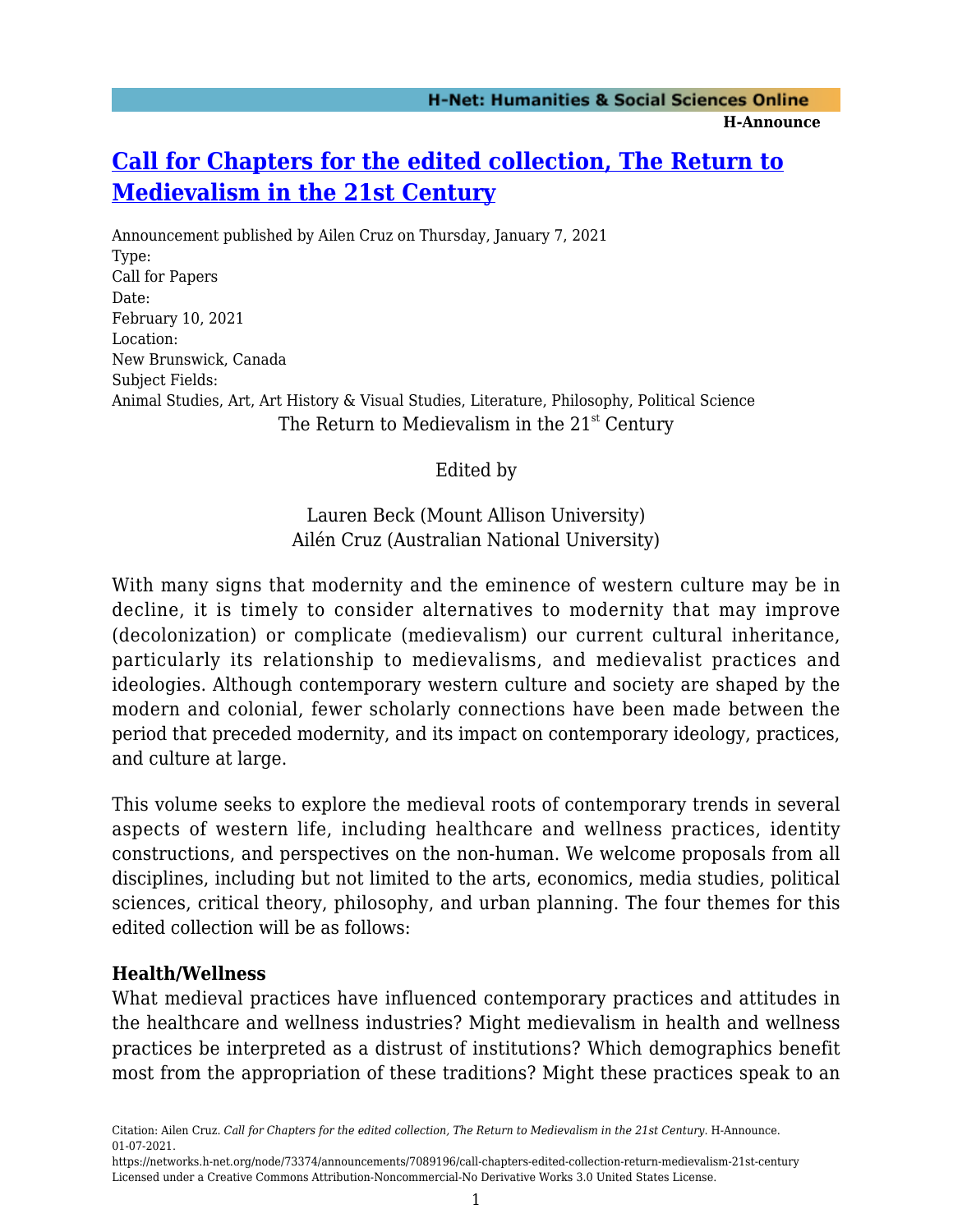# [Call for Chapters for the edited collection, The Return to Medievalism in the 21st Century](https://networks.h-net.org/node/73374/announcements/7089196/call-chapters-edited-collection-return-medievalism-21st-century)

Announcement published by Ailen Cruz on Thursday, January 7, 2021

Type:
Call for Papers

Date:
February 10, 2021

Location:
New Brunswick, Canada

Subject Fields:
Animal Studies, Art, Art History & Visual Studies, Literature, Philosophy, Political Science

The Return to Medievalism in the 21st Century

Edited by

Lauren Beck (Mount Allison University)
Ailén Cruz (Australian National University)

With many signs that modernity and the eminence of western culture may be in decline, it is timely to consider alternatives to modernity that may improve (decolonization) or complicate (medievalism) our current cultural inheritance, particularly its relationship to medievalisms, and medievalist practices and ideologies. Although contemporary western culture and society are shaped by the modern and colonial, fewer scholarly connections have been made between the period that preceded modernity, and its impact on contemporary ideology, practices, and culture at large.

This volume seeks to explore the medieval roots of contemporary trends in several aspects of western life, including healthcare and wellness practices, identity constructions, and perspectives on the non-human. We welcome proposals from all disciplines, including but not limited to the arts, economics, media studies, political sciences, critical theory, philosophy, and urban planning. The four themes for this edited collection will be as follows:

**Health/Wellness**

What medieval practices have influenced contemporary practices and attitudes in the healthcare and wellness industries? Might medievalism in health and wellness practices be interpreted as a distrust of institutions? Which demographics benefit most from the appropriation of these traditions? Might these practices speak to an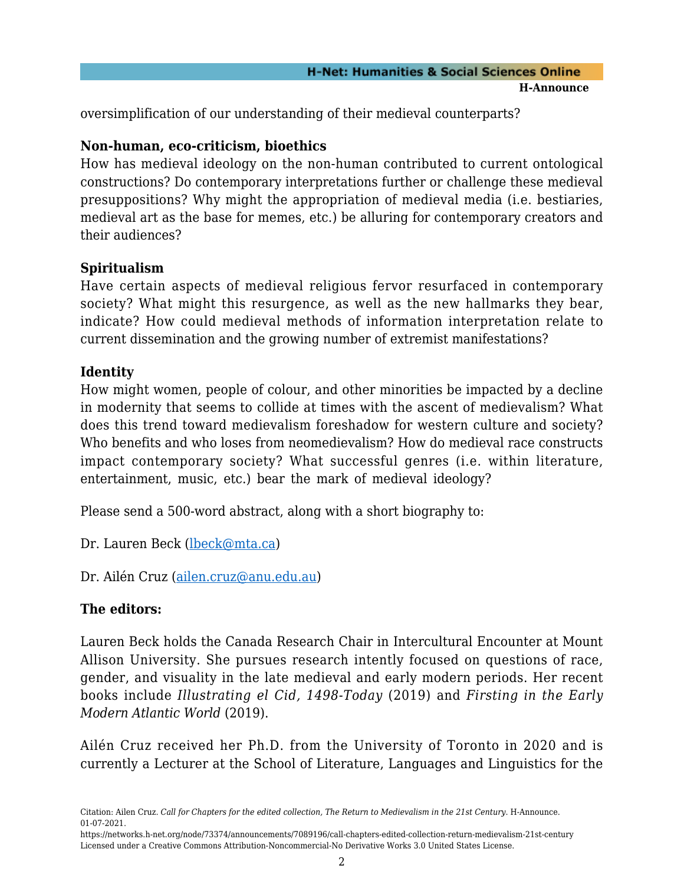oversimplification of our understanding of their medieval counterparts?

**Non-human, eco-criticism, bioethics**
How has medieval ideology on the non-human contributed to current ontological constructions? Do contemporary interpretations further or challenge these medieval presuppositions? Why might the appropriation of medieval media (i.e. bestiaries, medieval art as the base for memes, etc.) be alluring for contemporary creators and their audiences?

**Spiritualism**
Have certain aspects of medieval religious fervor resurfaced in contemporary society? What might this resurgence, as well as the new hallmarks they bear, indicate? How could medieval methods of information interpretation relate to current dissemination and the growing number of extremist manifestations?

**Identity**
How might women, people of colour, and other minorities be impacted by a decline in modernity that seems to collide at times with the ascent of medievalism? What does this trend toward medievalism foreshadow for western culture and society? Who benefits and who loses from neomedievalism? How do medieval race constructs impact contemporary society? What successful genres (i.e. within literature, entertainment, music, etc.) bear the mark of medieval ideology?

Please send a 500-word abstract, along with a short biography to:

Dr. Lauren Beck (lbeck@mta.ca)

Dr. Ailén Cruz (ailen.cruz@anu.edu.au)

**The editors:**

Lauren Beck holds the Canada Research Chair in Intercultural Encounter at Mount Allison University. She pursues research intently focused on questions of race, gender, and visuality in the late medieval and early modern periods. Her recent books include *Illustrating el Cid, 1498-Today* (2019) and *Firsting in the Early Modern Atlantic World* (2019).

Ailén Cruz received her Ph.D. from the University of Toronto in 2020 and is currently a Lecturer at the School of Literature, Languages and Linguistics for the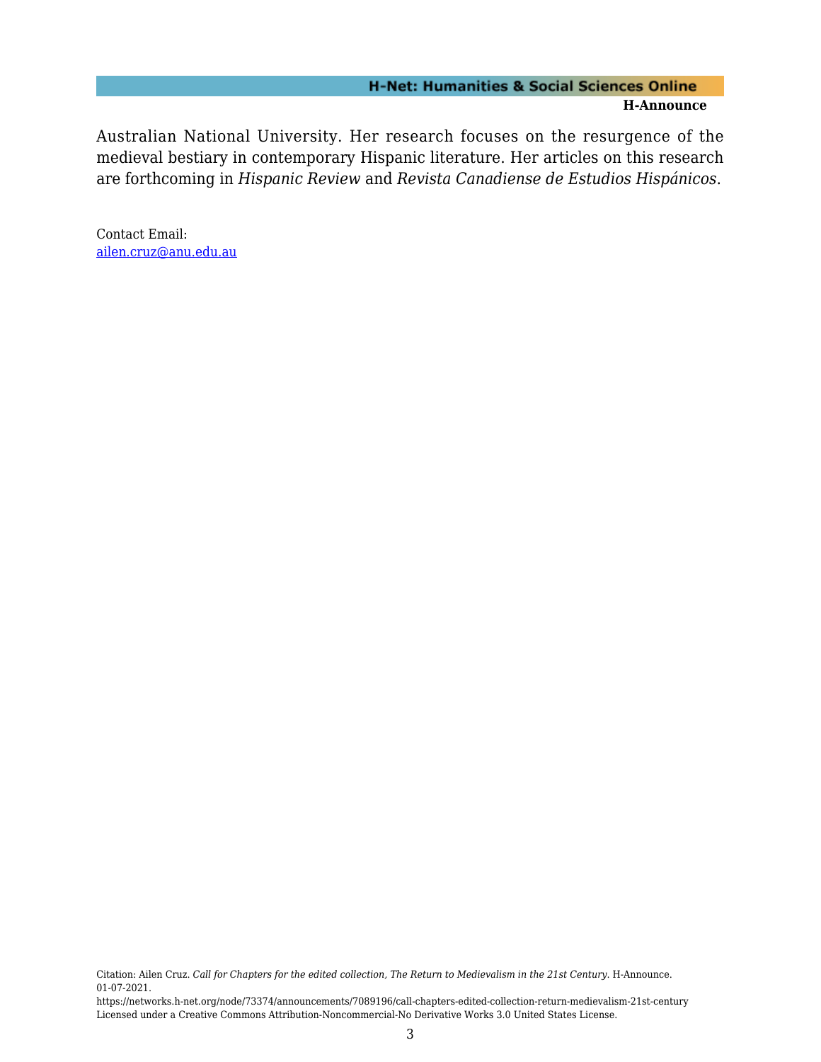Australian National University. Her research focuses on the resurgence of the medieval bestiary in contemporary Hispanic literature. Her articles on this research are forthcoming in *Hispanic Review* and *Revista Canadiense de Estudios Hispánicos*.

Contact Email:
ailen.cruz@anu.edu.au